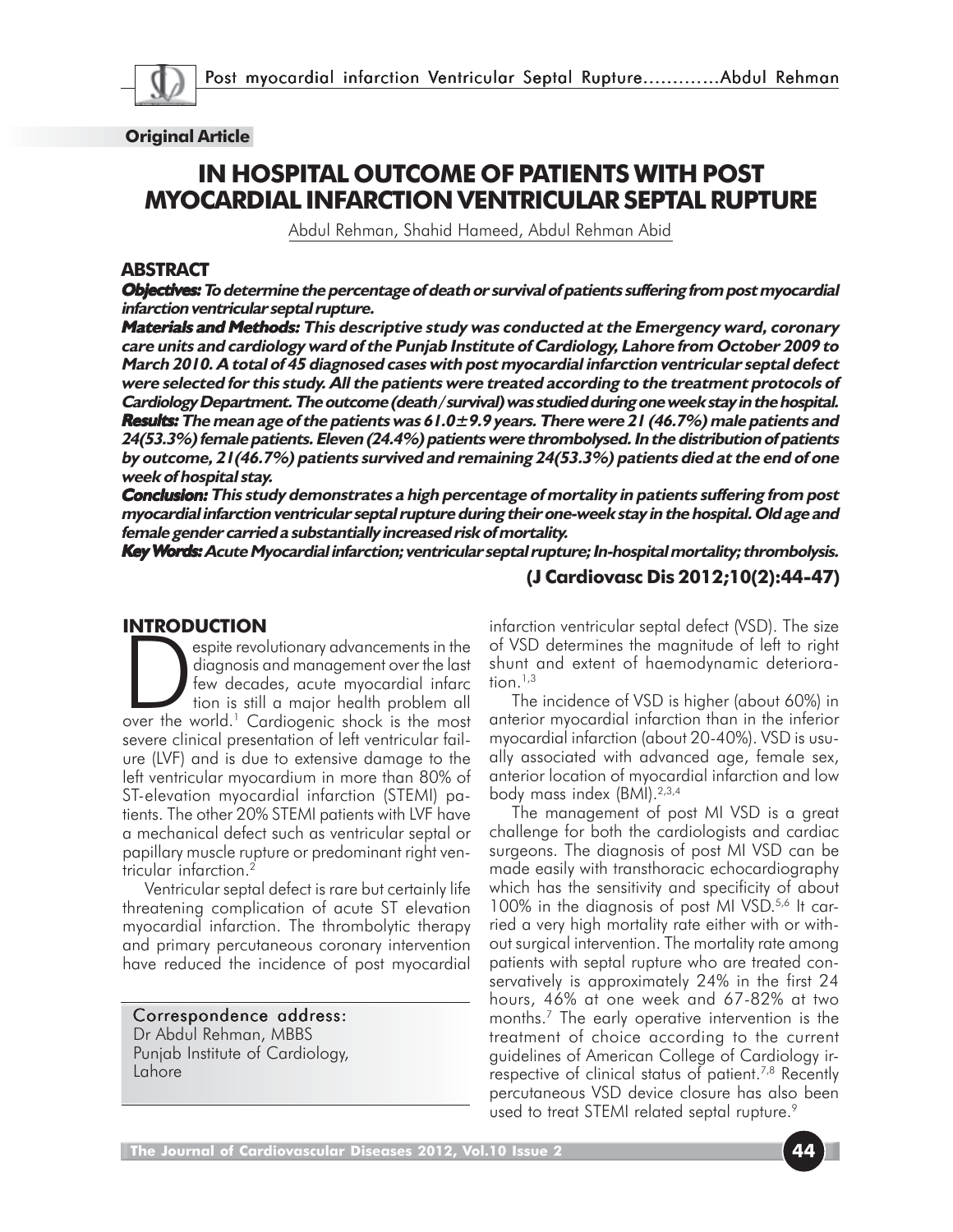**Original Article**

# IN HOSPITAL OUTCOME OF PATIENTS WITH POST MYOCARDIAL INFARCTION VENTRICULAR SEPTAL RUPTURE

Abdul Rehman, Shahid Hameed, Abdul Rehman Abid

## ABSTRACT

***Objectives:*** ***To determine the percentage of death or survival of patients suffering from post myocardial infarction ventricular septal rupture.***

***Materials and Methods:*** ***This descriptive study was conducted at the Emergency ward, coronary care units and cardiology ward of the Punjab Institute of Cardiology, Lahore from October 2009 to March 2010. A total of 45 diagnosed cases with post myocardial infarction ventricular septal defect were selected for this study. All the patients were treated according to the treatment protocols of Cardiology Department. The outcome (death/survival) was studied during one week stay in the hospital.***

***Results:*** ***The mean age of the patients was 61.0±9.9 years. There were 21 (46.7%) male patients and 24(53.3%) female patients. Eleven (24.4%) patients were thrombolysed. In the distribution of patients by outcome, 21(46.7%) patients survived and remaining 24(53.3%) patients died at the end of one week of hospital stay.***

***Conclusion:*** ***This study demonstrates a high percentage of mortality in patients suffering from post myocardial infarction ventricular septal rupture during their one-week stay in the hospital. Old age and female gender carried a substantially increased risk of mortality.***

***Key Words:*** ***Acute Myocardial infarction; ventricular septal rupture; In-hospital mortality; thrombolysis.***

**(J Cardiovasc Dis 2012;10(2):44-47)**

## INTRODUCTION

Despite revolutionary advancements in the diagnosis and management over the last few decades, acute myocardial infarction is still a major health problem all over the world.[1] Cardiogenic shock is the most severe clinical presentation of left ventricular failure (LVF) and is due to extensive damage to the left ventricular myocardium in more than 80% of ST-elevation myocardial infarction (STEMI) patients. The other 20% STEMI patients with LVF have a mechanical defect such as ventricular septal or papillary muscle rupture or predominant right ventricular infarction.[2]

Ventricular septal defect is rare but certainly life threatening complication of acute ST elevation myocardial infarction. The thrombolytic therapy and primary percutaneous coronary intervention have reduced the incidence of post myocardial infarction ventricular septal defect (VSD). The size of VSD determines the magnitude of left to right shunt and extent of haemodynamic deterioration.[1,3]

The incidence of VSD is higher (about 60%) in anterior myocardial infarction than in the inferior myocardial infarction (about 20-40%). VSD is usually associated with advanced age, female sex, anterior location of myocardial infarction and low body mass index (BMI).[2,3,4]

The management of post MI VSD is a great challenge for both the cardiologists and cardiac surgeons. The diagnosis of post MI VSD can be made easily with transthoracic echocardiography which has the sensitivity and specificity of about 100% in the diagnosis of post MI VSD.[5,6] It carried a very high mortality rate either with or without surgical intervention. The mortality rate among patients with septal rupture who are treated conservatively is approximately 24% in the first 24 hours, 46% at one week and 67-82% at two months.[7] The early operative intervention is the treatment of choice according to the current guidelines of American College of Cardiology irrespective of clinical status of patient.[7,8] Recently percutaneous VSD device closure has also been used to treat STEMI related septal rupture.[9]

Correspondence address:
Dr Abdul Rehman, MBBS
Punjab Institute of Cardiology,
Lahore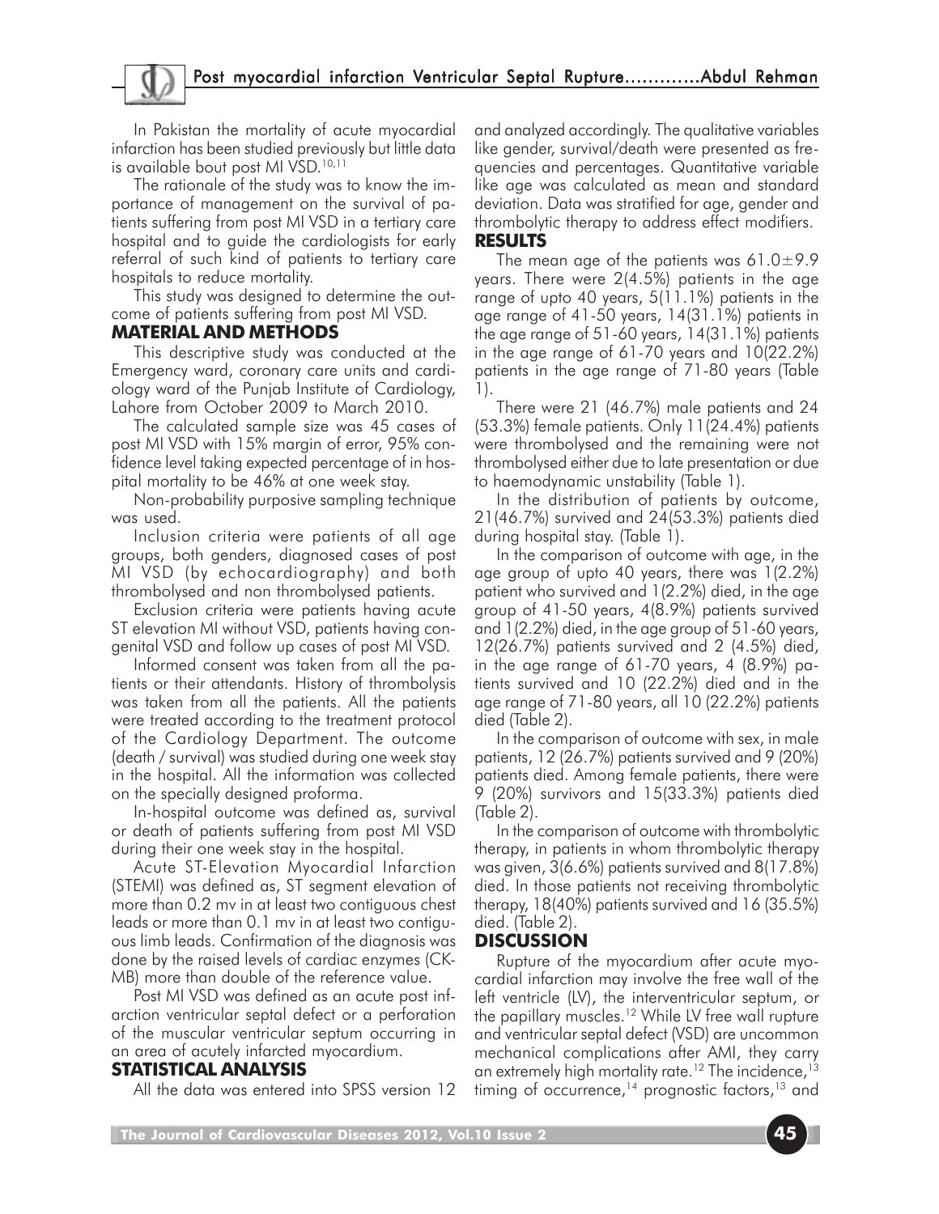In Pakistan the mortality of acute myocardial infarction has been studied previously but little data is available bout post MI VSD.[10,11]

The rationale of the study was to know the importance of management on the survival of patients suffering from post MI VSD in a tertiary care hospital and to guide the cardiologists for early referral of such kind of patients to tertiary care hospitals to reduce mortality.

This study was designed to determine the outcome of patients suffering from post MI VSD.

## MATERIAL AND METHODS

This descriptive study was conducted at the Emergency ward, coronary care units and cardiology ward of the Punjab Institute of Cardiology, Lahore from October 2009 to March 2010.

The calculated sample size was 45 cases of post MI VSD with 15% margin of error, 95% confidence level taking expected percentage of in hospital mortality to be 46% at one week stay.

Non-probability purposive sampling technique was used.

Inclusion criteria were patients of all age groups, both genders, diagnosed cases of post MI VSD (by echocardiography) and both thrombolysed and non thrombolysed patients.

Exclusion criteria were patients having acute ST elevation MI without VSD, patients having congenital VSD and follow up cases of post MI VSD.

Informed consent was taken from all the patients or their attendants. History of thrombolysis was taken from all the patients. All the patients were treated according to the treatment protocol of the Cardiology Department. The outcome (death / survival) was studied during one week stay in the hospital. All the information was collected on the specially designed proforma.

In-hospital outcome was defined as, survival or death of patients suffering from post MI VSD during their one week stay in the hospital.

Acute ST-Elevation Myocardial Infarction (STEMI) was defined as, ST segment elevation of more than 0.2 mv in at least two contiguous chest leads or more than 0.1 mv in at least two contiguous limb leads. Confirmation of the diagnosis was done by the raised levels of cardiac enzymes (CK-MB) more than double of the reference value.

Post MI VSD was defined as an acute post infarction ventricular septal defect or a perforation of the muscular ventricular septum occurring in an area of acutely infarcted myocardium.

## STATISTICAL ANALYSIS

All the data was entered into SPSS version 12 and analyzed accordingly. The qualitative variables like gender, survival/death were presented as frequencies and percentages. Quantitative variable like age was calculated as mean and standard deviation. Data was stratified for age, gender and thrombolytic therapy to address effect modifiers.

## RESULTS

The mean age of the patients was $61.0 \pm 9.9$ years. There were 2(4.5%) patients in the age range of upto 40 years, 5(11.1%) patients in the age range of 41-50 years, 14(31.1%) patients in the age range of 51-60 years, 14(31.1%) patients in the age range of 61-70 years and 10(22.2%) patients in the age range of 71-80 years (Table 1).

There were 21 (46.7%) male patients and 24 (53.3%) female patients. Only 11(24.4%) patients were thrombolysed and the remaining were not thrombolysed either due to late presentation or due to haemodynamic unstability (Table 1).

In the distribution of patients by outcome, 21(46.7%) survived and 24(53.3%) patients died during hospital stay. (Table 1).

In the comparison of outcome with age, in the age group of upto 40 years, there was 1(2.2%) patient who survived and 1(2.2%) died, in the age group of 41-50 years, 4(8.9%) patients survived and 1(2.2%) died, in the age group of 51-60 years, 12(26.7%) patients survived and 2 (4.5%) died, in the age range of 61-70 years, 4 (8.9%) patients survived and 10 (22.2%) died and in the age range of 71-80 years, all 10 (22.2%) patients died (Table 2).

In the comparison of outcome with sex, in male patients, 12 (26.7%) patients survived and 9 (20%) patients died. Among female patients, there were 9 (20%) survivors and 15(33.3%) patients died (Table 2).

In the comparison of outcome with thrombolytic therapy, in patients in whom thrombolytic therapy was given, 3(6.6%) patients survived and 8(17.8%) died. In those patients not receiving thrombolytic therapy, 18(40%) patients survived and 16 (35.5%) died. (Table 2).

## DISCUSSION

Rupture of the myocardium after acute myocardial infarction may involve the free wall of the left ventricle (LV), the interventricular septum, or the papillary muscles.[12] While LV free wall rupture and ventricular septal defect (VSD) are uncommon mechanical complications after AMI, they carry an extremely high mortality rate.[12] The incidence,[13] timing of occurrence,[14] prognostic factors,[13] and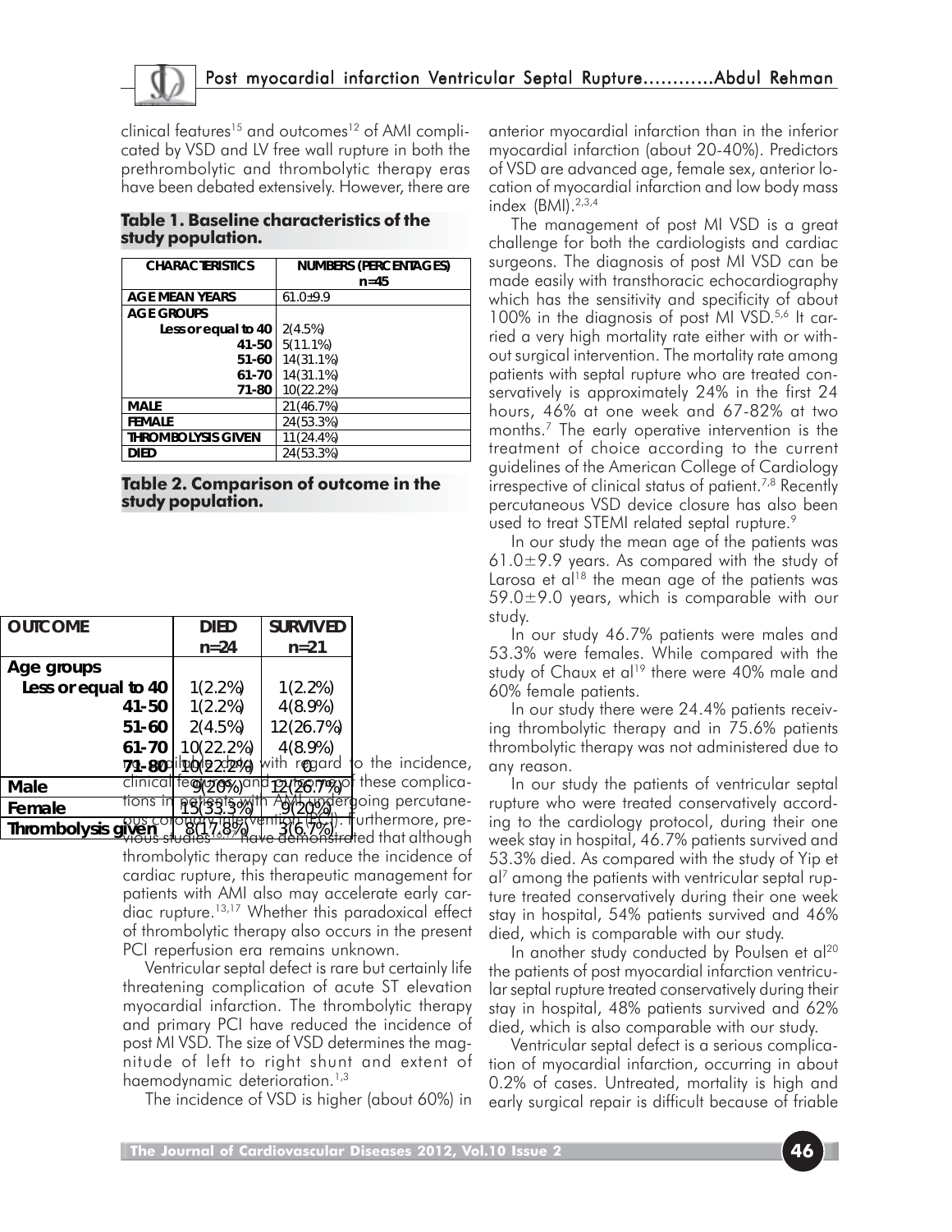clinical features[15] and outcomes[12] of AMI complicated by VSD and LV free wall rupture in both the prethrombolytic and thrombolytic therapy eras have been debated extensively. However, there are limited data with regard to the incidence, clinical features and outcome of these complications in patients with AMI undergoing percutaneous coronary intervention (PCI). Furthermore, previous studies[16,17] have demonstrated that although thrombolytic therapy can reduce the incidence of cardiac rupture, this therapeutic management for patients with AMI also may accelerate early cardiac rupture.[13,17] Whether this paradoxical effect of thrombolytic therapy also occurs in the present PCI reperfusion era remains unknown.

**Table 1. Baseline characteristics of the study population.**

| CHARACTERISTICS | NUMBERS (PERCENTAGES) n=45 |
|---|---|
| AGE MEAN YEARS | 61.0±9.9 |
| AGE GROUPS | |
| Less or equal to 40 | 2(4.5%) |
| 41-50 | 5(11.1%) |
| 51-60 | 14(31.1%) |
| 61-70 | 14(31.1%) |
| 71-80 | 10(22.2%) |
| MALE | 21(46.7%) |
| FEMALE | 24(53.3%) |
| THROMBOLYSIS GIVEN | 11(24.4%) |
| DIED | 24(53.3%) |

**Table 2. Comparison of outcome in the study population.**

| OUTCOME | DIED n=24 | SURVIVED n=21 |
|---|---|---|
| Age groups | | |
| Less or equal to 40 | 1(2.2%) | 1(2.2%) |
| 41-50 | 1(2.2%) | 4(8.9%) |
| 51-60 | 2(4.5%) | 12(26.7%) |
| 61-70 | 10(22.2%) | 4(8.9%) |
| 71-80 | 10(22.2%) | 0 |
| Male | 9(20%) | 12(26.7%) |
| Female | 15(33.3%) | 9(20%) |
| Thrombolysis given | 8(17.8%) | 3(6.7%) |

Ventricular septal defect is rare but certainly life threatening complication of acute ST elevation myocardial infarction. The thrombolytic therapy and primary PCI have reduced the incidence of post MI VSD. The size of VSD determines the magnitude of left to right shunt and extent of haemodynamic deterioration.[1,3]

The incidence of VSD is higher (about 60%) in anterior myocardial infarction than in the inferior myocardial infarction (about 20-40%). Predictors of VSD are advanced age, female sex, anterior location of myocardial infarction and low body mass index (BMI).[2,3,4]

The management of post MI VSD is a great challenge for both the cardiologists and cardiac surgeons. The diagnosis of post MI VSD can be made easily with transthoracic echocardiography which has the sensitivity and specificity of about 100% in the diagnosis of post MI VSD.[5,6] It carried a very high mortality rate either with or without surgical intervention. The mortality rate among patients with septal rupture who are treated conservatively is approximately 24% in the first 24 hours, 46% at one week and 67-82% at two months.[7] The early operative intervention is the treatment of choice according to the current guidelines of the American College of Cardiology irrespective of clinical status of patient.[7,8] Recently percutaneous VSD device closure has also been used to treat STEMI related septal rupture.[9]

In our study the mean age of the patients was 61.0±9.9 years. As compared with the study of Larosa et al[18] the mean age of the patients was 59.0±9.0 years, which is comparable with our study.

In our study 46.7% patients were males and 53.3% were females. While compared with the study of Chaux et al[19] there were 40% male and 60% female patients.

In our study there were 24.4% patients receiving thrombolytic therapy and in 75.6% patients thrombolytic therapy was not administered due to any reason.

In our study the patients of ventricular septal rupture who were treated conservatively according to the cardiology protocol, during their one week stay in hospital, 46.7% patients survived and 53.3% died. As compared with the study of Yip et al[7] among the patients with ventricular septal rupture treated conservatively during their one week stay in hospital, 54% patients survived and 46% died, which is comparable with our study.

In another study conducted by Poulsen et al[20] the patients of post myocardial infarction ventricular septal rupture treated conservatively during their stay in hospital, 48% patients survived and 62% died, which is also comparable with our study.

Ventricular septal defect is a serious complication of myocardial infarction, occurring in about 0.2% of cases. Untreated, mortality is high and early surgical repair is difficult because of friable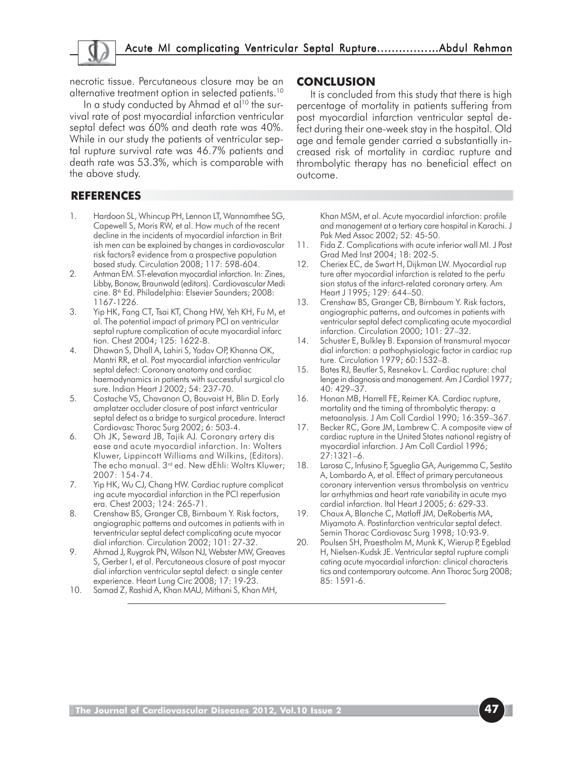necrotic tissue. Percutaneous closure may be an alternative treatment option in selected patients.[10]

In a study conducted by Ahmad et al[10] the survival rate of post myocardial infarction ventricular septal defect was 60% and death rate was 40%. While in our study the patients of ventricular septal rupture survival rate was 46.7% patients and death rate was 53.3%, which is comparable with the above study.

## CONCLUSION

It is concluded from this study that there is high percentage of mortality in patients suffering from post myocardial infarction ventricular septal defect during their one-week stay in the hospital. Old age and female gender carried a substantially increased risk of mortality in cardiac rupture and thrombolytic therapy has no beneficial effect on outcome.

## REFERENCES

1. Hardoon SL, Whincup PH, Lennon LT, Wannamthee SG, Capewell S, Moris RW, et al. How much of the recent decline in the incidents of myocardial infarction in Brit ish men can be explained by changes in cardiovascular risk factors? evidence from a prospective population based study. Circulation 2008; 117: 598-604.
2. Antman EM. ST-elevation myocardial infarction. In: Zines, Libby, Bonow, Braunwald (editors). Cardiovascular Medi cine. 8th Ed. Philadelphia: Elsevier Saunders; 2008: 1167-1226.
3. Yip HK, Fang CT, Tsai KT, Chang HW, Yeh KH, Fu M, et al. The potential impact of primary PCI on ventricular septal rupture complication of acute myocardial infarc tion. Chest 2004; 125: 1622-8.
4. Dhawan S, Dhall A, Lahiri S, Yadav OP, Khanna OK, Mantri RR, et al. Post myocardial infarction ventricular septal defect: Coronary anatomy and cardiac haemodynamics in patients with successful surgical clo sure. Indian Heart J 2002; 54: 237-70.
5. Costache VS, Chavanon O, Bouvaist H, Blin D. Early amplatzer occluder closure of post infarct ventricular septal defect as a bridge to surgical procedure. Interact Cardiovasc Thorac Surg 2002; 6: 503-4.
6. Oh JK, Seward JB, Tajik AJ. Coronary artery dis ease and acute myocardial infarction. In: Wolters Kluwer, Lippincott Williams and Wilkins, (Editors). The echo manual. 3rd ed. New dEhli: Woltrs Kluwer; 2007: 154-74.
7. Yip HK, Wu CJ, Chang HW. Cardiac rupture complicat ing acute myocardial infarction in the PCI reperfusion era. Chest 2003; 124: 265-71.
8. Crenshaw BS, Granger CB, Birnbaum Y. Risk factors, angiographic patterns and outcomes in patients with in terventricular septal defect complicating acute myocar dial infarction. Circulation 2002; 101: 27-32.
9. Ahmad J, Ruygrok PN, Wilson NJ, Webster MW, Greaves S, Gerber I, et al. Percutaneous closure of post myocar dial infarction ventricular septal defect: a single center experience. Heart Lung Circ 2008; 17: 19-23.
10. Samad Z, Rashid A, Khan MAU, Mithani S, Khan MH, Khan MSM, et al. Acute myocardial infarction: profile and management at a tertiary care hospital in Karachi. J Pak Med Assoc 2002; 52: 45-50.
11. Fida Z. Complications with acute inferior wall MI. J Post Grad Med Inst 2004; 18: 202-5.
12. Cheriex EC, de Swart H, Dijkman LW. Myocardial rup ture after myocardial infarction is related to the perfu sion status of the infarct-related coronary artery. Am Heart J 1995; 129: 644–50.
13. Crenshaw BS, Granger CB, Birnbaum Y. Risk factors, angiographic patterns, and outcomes in patients with ventricular septal defect complicating acute myocardial infarction. Circulation 2000; 101: 27–32.
14. Schuster E, Bulkley B. Expansion of transmural myocar dial infarction: a pathophysiologic factor in cardiac rup ture. Circulation 1979; 60:1532–8.
15. Bates RJ, Beutler S, Resnekov L. Cardiac rupture: chal lenge in diagnosis and management. Am J Cardiol 1977; 40: 429–37.
16. Honan MB, Harrell FE, Reimer KA. Cardiac rupture, mortality and the timing of thrombolytic therapy: a metaanalysis. J Am Coll Cardiol 1990; 16:359–367.
17. Becker RC, Gore JM, Lambrew C. A composite view of cardiac rupture in the United States national registry of myocardial infarction. J Am Coll Cardiol 1996; 27:1321–6.
18. Larosa C, Infusino F, Sgueglia GA, Aurigemma C, Sestito A, Lombardo A, et al. Effect of primary percutaneous coronary intervention versus thrombolysis on ventricu lar arrhythmias and heart rate variability in acute myo cardial infarction. Ital Heart J 2005; 6: 629-33.
19. Chaux A, Blanche C, Matloff JM, DeRobertis MA, Miyamoto A. Postinfarction ventricular septal defect. Semin Thorac Cardiovasc Surg 1998; 10:93-9.
20. Poulsen SH, Praestholm M, Munk K, Wierup P, Egeblad H, Nielsen-Kudsk JE. Ventricular septal rupture compli cating acute myocardial infarction: clinical characteris tics and contemporary outcome. Ann Thorac Surg 2008; 85: 1591-6.